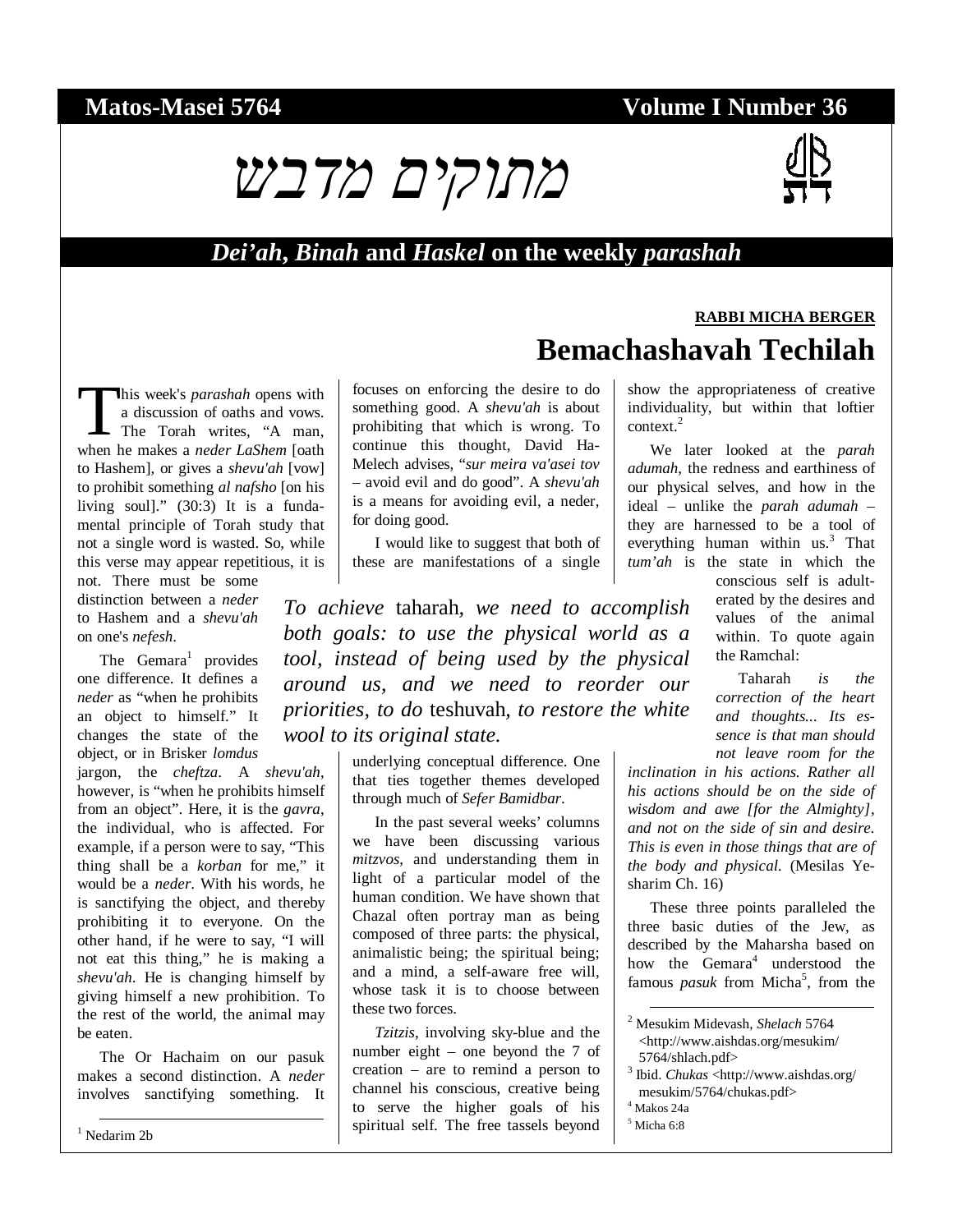**Matos-Masei 5764** **Volume I Number 36**

# מתוקים מדבש

## *Dei'ah*, *Binah* and *Haskel* on the weekly *parashah*

**RABBI MICHA BERGER**

# Bemachashavah Techilah

This week's *parashah* opens with a discussion of oaths and vows. The Torah writes, "A man, when he makes a *neder LaShem* [oath to Hashem], or gives a *shevu'ah* [vow] to prohibit something *al nafsho* [on his living soul]." (30:3) It is a fundamental principle of Torah study that not a single word is wasted. So, while this verse may appear repetitious, it is not. There must be some distinction between a *neder* to Hashem and a *shevu'ah* on one's *nefesh*.

The Gemara[1] provides one difference. It defines a *neder* as "when he prohibits an object to himself." It changes the state of the object, or in Brisker *lomdus* jargon, the *cheftza*. A *shevu'ah*, however, is "when he prohibits himself from an object". Here, it is the *gavra*, the individual, who is affected. For example, if a person were to say, "This thing shall be a *korban* for me," it would be a *neder*. With his words, he is sanctifying the object, and thereby prohibiting it to everyone. On the other hand, if he were to say, "I will not eat this thing," he is making a *shevu'ah*. He is changing himself by giving himself a new prohibition. To the rest of the world, the animal may be eaten.

The Or Hachaim on our pasuk makes a second distinction. A *neder* involves sanctifying something. It focuses on enforcing the desire to do something good. A *shevu'ah* is about prohibiting that which is wrong. To continue this thought, David Ha-Melech advises, "*sur meira va'asei tov* – avoid evil and do good". A *shevu'ah* is a means for avoiding evil, a neder, for doing good.

I would like to suggest that both of these are manifestations of a single underlying conceptual difference. One that ties together themes developed through much of *Sefer Bamidbar*.

> *To achieve* taharah, *we need to accomplish both goals: to use the physical world as a tool, instead of being used by the physical around us, and we need to reorder our priorities, to do* teshuvah, *to restore the white wool to its original state.*

In the past several weeks' columns we have been discussing various *mitzvos*, and understanding them in light of a particular model of the human condition. We have shown that Chazal often portray man as being composed of three parts: the physical, animalistic being; the spiritual being; and a mind, a self-aware free will, whose task it is to choose between these two forces.

*Tzitzis*, involving sky-blue and the number eight – one beyond the 7 of creation – are to remind a person to channel his conscious, creative being to serve the higher goals of his spiritual self. The free tassels beyond show the appropriateness of creative individuality, but within that loftier context.[2]

We later looked at the *parah adumah*, the redness and earthiness of our physical selves, and how in the ideal – unlike the *parah adumah* – they are harnessed to be a tool of everything human within us.[3] That *tum'ah* is the state in which the conscious self is adulterated by the desires and values of the animal within. To quote again the Ramchal:

> Taharah *is the correction of the heart and thoughts... Its essence is that man should not leave room for the inclination in his actions. Rather all his actions should be on the side of wisdom and awe [for the Almighty], and not on the side of sin and desire. This is even in those things that are of the body and physical.* (Mesilas Yesharim Ch. 16)

These three points paralleled the three basic duties of the Jew, as described by the Maharsha based on how the Gemara[4] understood the famous *pasuk* from Micha[5], from the

---

[1] Nedarim 2b

[2] Mesukim Midevash, *Shelach* 5764 <http://www.aishdas.org/mesukim/5764/shlach.pdf>

[3] Ibid. *Chukas* <http://www.aishdas.org/mesukim/5764/chukas.pdf>

[4] Makos 24a

[5] Micha 6:8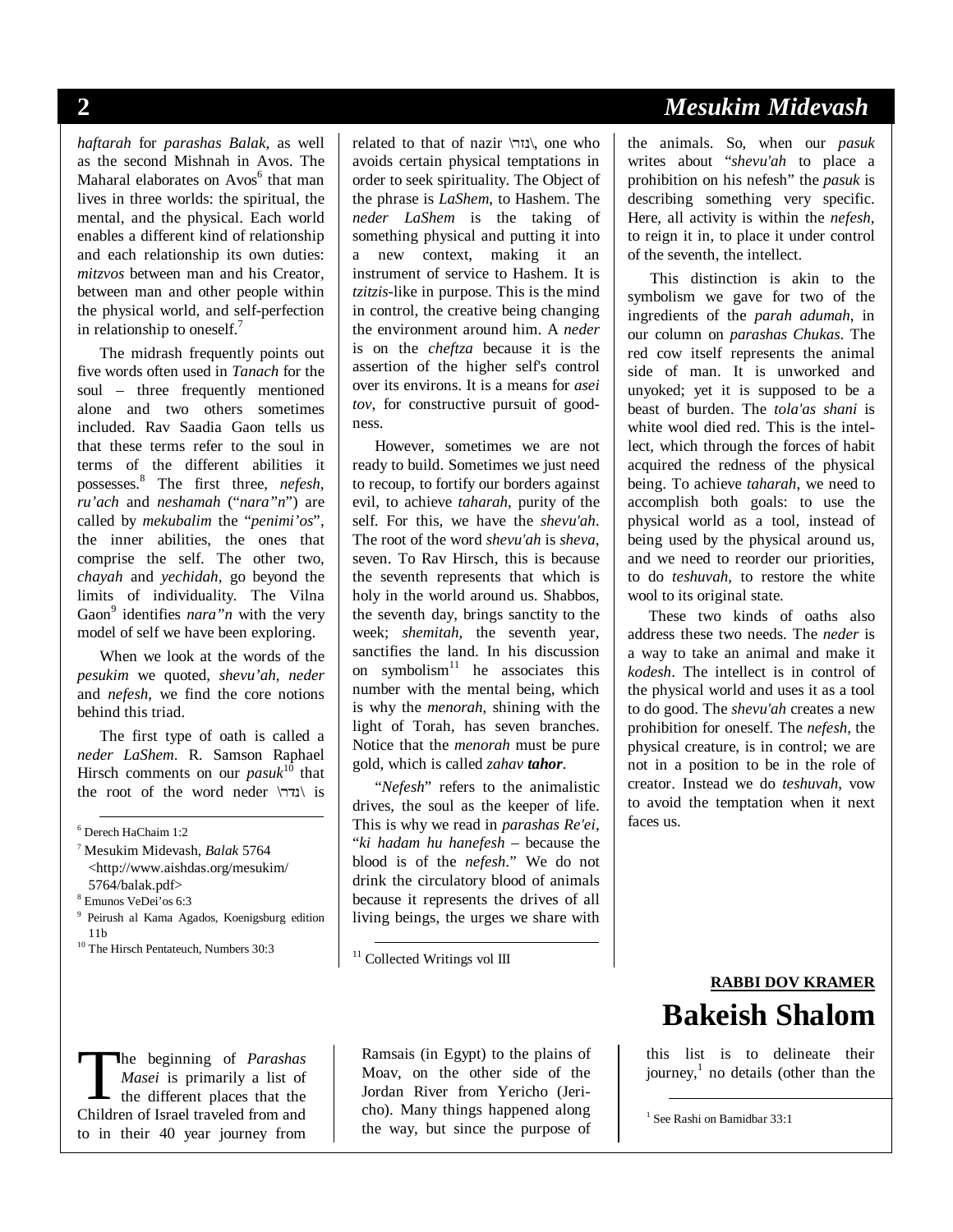*haftarah* for *parashas Balak*, as well as the second Mishnah in Avos. The Maharal elaborates on Avos[6] that man lives in three worlds: the spiritual, the mental, and the physical. Each world enables a different kind of relationship and each relationship its own duties: *mitzvos* between man and his Creator, between man and other people within the physical world, and self-perfection in relationship to oneself.[7]

The midrash frequently points out five words often used in *Tanach* for the soul – three frequently mentioned alone and two others sometimes included. Rav Saadia Gaon tells us that these terms refer to the soul in terms of the different abilities it possesses.[8] The first three, *nefesh*, *ru'ach* and *neshamah* ("*nara"n*") are called by *mekubalim* the "*penimi'os*", the inner abilities, the ones that comprise the self. The other two, *chayah* and *yechidah*, go beyond the limits of individuality. The Vilna Gaon[9] identifies *nara"n* with the very model of self we have been exploring.

When we look at the words of the *pesukim* we quoted, *shevu'ah*, *neder* and *nefesh*, we find the core notions behind this triad.

The first type of oath is called a *neder LaShem*. R. Samson Raphael Hirsch comments on our *pasuk*[10] that the root of the word neder \נדר\ is related to that of nazir \נזר\, one who avoids certain physical temptations in order to seek spirituality. The Object of the phrase is *LaShem*, to Hashem. The *neder LaShem* is the taking of something physical and putting it into a new context, making it an instrument of service to Hashem. It is *tzitzis*-like in purpose. This is the mind in control, the creative being changing the environment around him. A *neder* is on the *cheftza* because it is the assertion of the higher self's control over its environs. It is a means for *asei tov*, for constructive pursuit of goodness.

However, sometimes we are not ready to build. Sometimes we just need to recoup, to fortify our borders against evil, to achieve *taharah*, purity of the self. For this, we have the *shevu'ah*. The root of the word *shevu'ah* is *sheva*, seven. To Rav Hirsch, this is because the seventh represents that which is holy in the world around us. Shabbos, the seventh day, brings sanctity to the week; *shemitah*, the seventh year, sanctifies the land. In his discussion on symbolism[11] he associates this number with the mental being, which is why the *menorah*, shining with the light of Torah, has seven branches. Notice that the *menorah* must be pure gold, which is called *zahav* ***tahor***.

"*Nefesh*" refers to the animalistic drives, the soul as the keeper of life. This is why we read in *parashas Re'ei*, "*ki hadam hu hanefesh* – because the blood is of the *nefesh*." We do not drink the circulatory blood of animals because it represents the drives of all living beings, the urges we share with the animals. So, when our *pasuk* writes about "*shevu'ah* to place a prohibition on his nefesh" the *pasuk* is describing something very specific. Here, all activity is within the *nefesh*, to reign it in, to place it under control of the seventh, the intellect.

This distinction is akin to the symbolism we gave for two of the ingredients of the *parah adumah*, in our column on *parashas Chukas*. The red cow itself represents the animal side of man. It is unworked and unyoked; yet it is supposed to be a beast of burden. The *tola'as shani* is white wool died red. This is the intellect, which through the forces of habit acquired the redness of the physical being. To achieve *taharah*, we need to accomplish both goals: to use the physical world as a tool, instead of being used by the physical around us, and we need to reorder our priorities, to do *teshuvah*, to restore the white wool to its original state.

These two kinds of oaths also address these two needs. The *neder* is a way to take an animal and make it *kodesh*. The intellect is in control of the physical world and uses it as a tool to do good. The *shevu'ah* creates a new prohibition for oneself. The *nefesh*, the physical creature, is in control; we are not in a position to be in the role of creator. Instead we do *teshuvah*, vow to avoid the temptation when it next faces us.

[6] Derech HaChaim 1:2

[7] Mesukim Midevash, *Balak* 5764 <http://www.aishdas.org/mesukim/5764/balak.pdf>

[8] Emunos VeDei'os 6:3

[9] Peirush al Kama Agados, Koenigsburg edition 11b

[10] The Hirsch Pentateuch, Numbers 30:3

[11] Collected Writings vol III

**RABBI DOV KRAMER**

# Bakeish Shalom

The beginning of *Parashas Masei* is primarily a list of the different places that the Children of Israel traveled from and to in their 40 year journey from Ramsais (in Egypt) to the plains of Moav, on the other side of the Jordan River from Yericho (Jericho). Many things happened along the way, but since the purpose of this list is to delineate their journey,[1] no details (other than the

[1] See Rashi on Bamidbar 33:1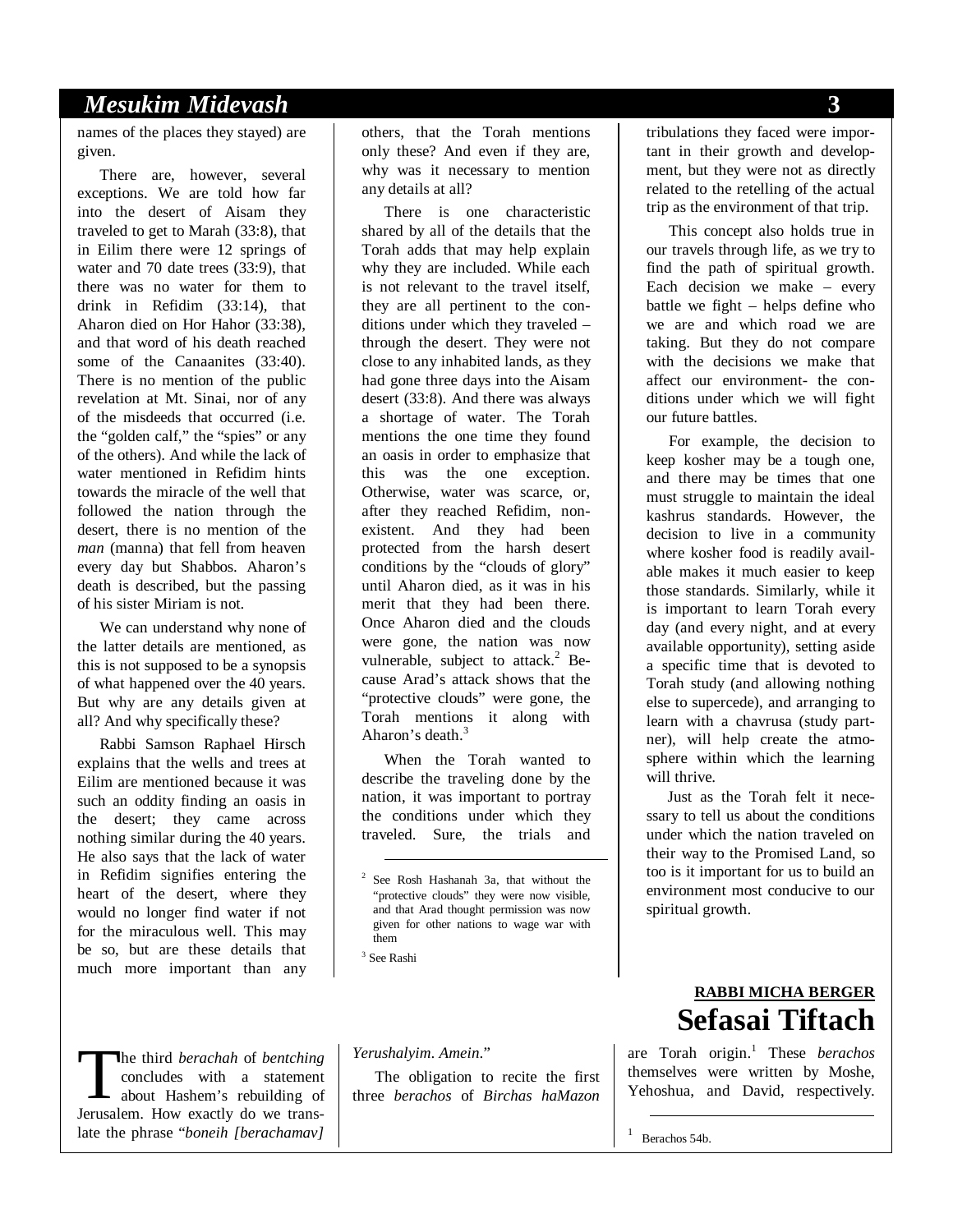names of the places they stayed) are given.

There are, however, several exceptions. We are told how far into the desert of Aisam they traveled to get to Marah (33:8), that in Eilim there were 12 springs of water and 70 date trees (33:9), that there was no water for them to drink in Refidim (33:14), that Aharon died on Hor Hahor (33:38), and that word of his death reached some of the Canaanites (33:40). There is no mention of the public revelation at Mt. Sinai, nor of any of the misdeeds that occurred (i.e. the "golden calf," the "spies" or any of the others). And while the lack of water mentioned in Refidim hints towards the miracle of the well that followed the nation through the desert, there is no mention of the *man* (manna) that fell from heaven every day but Shabbos. Aharon's death is described, but the passing of his sister Miriam is not.

We can understand why none of the latter details are mentioned, as this is not supposed to be a synopsis of what happened over the 40 years. But why are any details given at all? And why specifically these?

Rabbi Samson Raphael Hirsch explains that the wells and trees at Eilim are mentioned because it was such an oddity finding an oasis in the desert; they came across nothing similar during the 40 years. He also says that the lack of water in Refidim signifies entering the heart of the desert, where they would no longer find water if not for the miraculous well. This may be so, but are these details that much more important than any others, that the Torah mentions only these? And even if they are, why was it necessary to mention any details at all?

There is one characteristic shared by all of the details that the Torah adds that may help explain why they are included. While each is not relevant to the travel itself, they are all pertinent to the conditions under which they traveled – through the desert. They were not close to any inhabited lands, as they had gone three days into the Aisam desert (33:8). And there was always a shortage of water. The Torah mentions the one time they found an oasis in order to emphasize that this was the one exception. Otherwise, water was scarce, or, after they reached Refidim, non-existent. And they had been protected from the harsh desert conditions by the "clouds of glory" until Aharon died, as it was in his merit that they had been there. Once Aharon died and the clouds were gone, the nation was now vulnerable, subject to attack.[2] Because Arad's attack shows that the "protective clouds" were gone, the Torah mentions it along with Aharon's death.[3]

When the Torah wanted to describe the traveling done by the nation, it was important to portray the conditions under which they traveled. Sure, the trials and tribulations they faced were important in their growth and development, but they were not as directly related to the retelling of the actual trip as the environment of that trip.

This concept also holds true in our travels through life, as we try to find the path of spiritual growth. Each decision we make – every battle we fight – helps define who we are and which road we are taking. But they do not compare with the decisions we make that affect our environment- the conditions under which we will fight our future battles.

For example, the decision to keep kosher may be a tough one, and there may be times that one must struggle to maintain the ideal kashrus standards. However, the decision to live in a community where kosher food is readily available makes it much easier to keep those standards. Similarly, while it is important to learn Torah every day (and every night, and at every available opportunity), setting aside a specific time that is devoted to Torah study (and allowing nothing else to supercede), and arranging to learn with a chavrusa (study partner), will help create the atmosphere within which the learning will thrive.

Just as the Torah felt it necessary to tell us about the conditions under which the nation traveled on their way to the Promised Land, so too is it important for us to build an environment most conducive to our spiritual growth.

[2] See Rosh Hashanah 3a, that without the "protective clouds" they were now visible, and that Arad thought permission was now given for other nations to wage war with them

[3] See Rashi

**RABBI MICHA BERGER**

# Sefasai Tiftach

The third *berachah* of *bentching* concludes with a statement about Hashem's rebuilding of Jerusalem. How exactly do we translate the phrase "*boneih [berachamav] Yerushalyim*. *Amein*."

The obligation to recite the first three *berachos* of *Birchas haMazon* are Torah origin.[1] These *berachos* themselves were written by Moshe, Yehoshua, and David, respectively.

[1] Berachos 54b.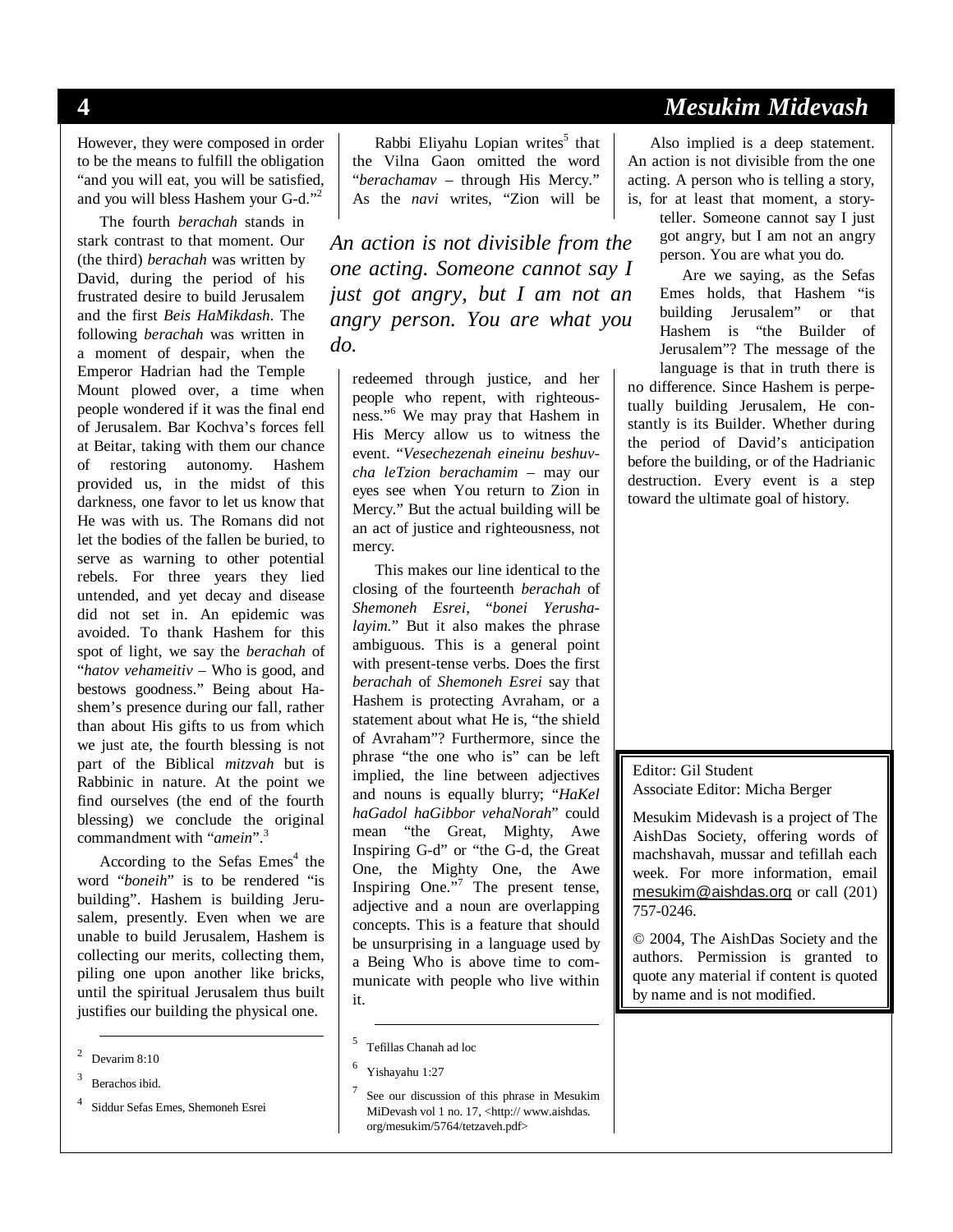However, they were composed in order to be the means to fulfill the obligation "and you will eat, you will be satisfied, and you will bless Hashem your G-d."[2]

The fourth *berachah* stands in stark contrast to that moment. Our (the third) *berachah* was written by David, during the period of his frustrated desire to build Jerusalem and the first *Beis HaMikdash*. The following *berachah* was written in a moment of despair, when the Emperor Hadrian had the Temple Mount plowed over, a time when people wondered if it was the final end of Jerusalem. Bar Kochva's forces fell at Beitar, taking with them our chance of restoring autonomy. Hashem provided us, in the midst of this darkness, one favor to let us know that He was with us. The Romans did not let the bodies of the fallen be buried, to serve as warning to other potential rebels. For three years they lied untended, and yet decay and disease did not set in. An epidemic was avoided. To thank Hashem for this spot of light, we say the *berachah* of "*hatov vehameitiv* – Who is good, and bestows goodness." Being about Hashem's presence during our fall, rather than about His gifts to us from which we just ate, the fourth blessing is not part of the Biblical *mitzvah* but is Rabbinic in nature. At the point we find ourselves (the end of the fourth blessing) we conclude the original commandment with "*amein*".[3]

According to the Sefas Emes[4] the word "*boneih*" is to be rendered "is building". Hashem is building Jerusalem, presently. Even when we are unable to build Jerusalem, Hashem is collecting our merits, collecting them, piling one upon another like bricks, until the spiritual Jerusalem thus built justifies our building the physical one.

Rabbi Eliyahu Lopian writes[5] that the Vilna Gaon omitted the word "*berachamav* – through His Mercy." As the *navi* writes, "Zion will be redeemed through justice, and her people who repent, with righteousness."[6] We may pray that Hashem in His Mercy allow us to witness the event. "*Vesechezenah eineinu beshuvcha leTzion berachamim* – may our eyes see when You return to Zion in Mercy." But the actual building will be an act of justice and righteousness, not mercy.

*An action is not divisible from the one acting. Someone cannot say I just got angry, but I am not an angry person. You are what you do.*

This makes our line identical to the closing of the fourteenth *berachah* of *Shemoneh Esrei*, "*bonei Yerushalayim.*" But it also makes the phrase ambiguous. This is a general point with present-tense verbs. Does the first *berachah* of *Shemoneh Esrei* say that Hashem is protecting Avraham, or a statement about what He is, "the shield of Avraham"? Furthermore, since the phrase "the one who is" can be left implied, the line between adjectives and nouns is equally blurry; "*HaKel haGadol haGibbor vehaNorah*" could mean "the Great, Mighty, Awe Inspiring G-d" or "the G-d, the Great One, the Mighty One, the Awe Inspiring One."[7] The present tense, adjective and a noun are overlapping concepts. This is a feature that should be unsurprising in a language used by a Being Who is above time to communicate with people who live within it.

Also implied is a deep statement. An action is not divisible from the one acting. A person who is telling a story, is, for at least that moment, a storyteller. Someone cannot say I just got angry, but I am not an angry person. You are what you do.

Are we saying, as the Sefas Emes holds, that Hashem "is building Jerusalem" or that Hashem is "the Builder of Jerusalem"? The message of the language is that in truth there is no difference. Since Hashem is perpetually building Jerusalem, He constantly is its Builder. Whether during the period of David's anticipation before the building, or of the Hadrianic destruction. Every event is a step toward the ultimate goal of history.

---

[2] Devarim 8:10

[3] Berachos ibid.

[4] Siddur Sefas Emes, Shemoneh Esrei

[5] Tefillas Chanah ad loc

[6] Yishayahu 1:27

[7] See our discussion of this phrase in Mesukim MiDevash vol 1 no. 17, <http:// www.aishdas.org/mesukim/5764/tetzaveh.pdf>

---

Editor: Gil Student
Associate Editor: Micha Berger

Mesukim Midevash is a project of The AishDas Society, offering words of machshavah, mussar and tefillah each week. For more information, email mesukim@aishdas.org or call (201) 757-0246.

© 2004, The AishDas Society and the authors. Permission is granted to quote any material if content is quoted by name and is not modified.